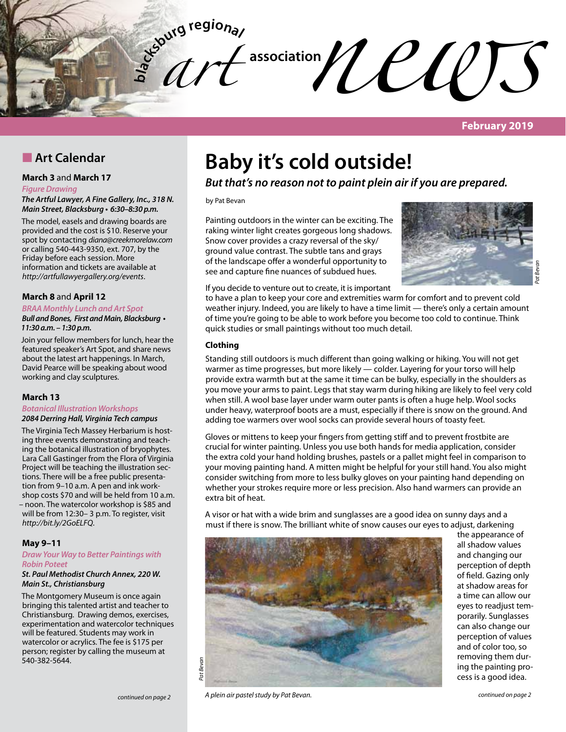# blacksburg regional art association news

**February 2019**

## Art Calendar

### March 3 and March 17

*Figure Drawing*

***The Artful Lawyer, A Fine Gallery, Inc., 318 N. Main Street, Blacksburg • 6:30–8:30 p.m.***

The model, easels and drawing boards are provided and the cost is $10. Reserve your spot by contacting *diana@creekmorelaw.com* or calling 540-443-9350, ext. 707, by the Friday before each session. More information and tickets are available at *http://artfullawyergallery.org/events*.

### March 8 and April 12

*BRAA Monthly Lunch and Art Spot*

***Bull and Bones, First and Main, Blacksburg • 11:30 a.m. – 1:30 p.m.***

Join your fellow members for lunch, hear the featured speaker's Art Spot, and share news about the latest art happenings. In March, David Pearce will be speaking about wood working and clay sculptures.

### March 13

*Botanical Illustration Workshops*

***2084 Derring Hall, Virginia Tech campus***

The Virginia Tech Massey Herbarium is hosting three events demonstrating and teaching the botanical illustration of bryophytes. Lara Call Gastinger from the Flora of Virginia Project will be teaching the illustration sections. There will be a free public presentation from 9–10 a.m. A pen and ink workshop costs $70 and will be held from 10 a.m. – noon. The watercolor workshop is $85 and will be from 12:30– 3 p.m. To register, visit *http://bit.ly/2GoELFQ*.

### May 9–11

*Draw Your Way to Better Paintings with Robin Poteet*

***St. Paul Methodist Church Annex, 220 W. Main St., Christiansburg***

The Montgomery Museum is once again bringing this talented artist and teacher to Christiansburg. Drawing demos, exercises, experimentation and watercolor techniques will be featured. Students may work in watercolor or acrylics. The fee is $175 per person; register by calling the museum at 540-382-5644.

*continued on page 2*

# Baby it's cold outside!

***But that's no reason not to paint plein air if you are prepared.***

by Pat Bevan

Painting outdoors in the winter can be exciting. The raking winter light creates gorgeous long shadows. Snow cover provides a crazy reversal of the sky/ground value contrast. The subtle tans and grays of the landscape offer a wonderful opportunity to see and capture fine nuances of subdued hues.

*Pat Bevan*

If you decide to venture out to create, it is important to have a plan to keep your core and extremities warm for comfort and to prevent cold weather injury. Indeed, you are likely to have a time limit — there's only a certain amount of time you're going to be able to work before you become too cold to continue. Think quick studies or small paintings without too much detail.

**Clothing**

Standing still outdoors is much different than going walking or hiking. You will not get warmer as time progresses, but more likely — colder. Layering for your torso will help provide extra warmth but at the same it time can be bulky, especially in the shoulders as you move your arms to paint. Legs that stay warm during hiking are likely to feel very cold when still. A wool base layer under warm outer pants is often a huge help. Wool socks under heavy, waterproof boots are a must, especially if there is snow on the ground. And adding toe warmers over wool socks can provide several hours of toasty feet.

Gloves or mittens to keep your fingers from getting stiff and to prevent frostbite are crucial for winter painting. Unless you use both hands for media application, consider the extra cold your hand holding brushes, pastels or a pallet might feel in comparison to your moving painting hand. A mitten might be helpful for your still hand. You also might consider switching from more to less bulky gloves on your painting hand depending on whether your strokes require more or less precision. Also hand warmers can provide an extra bit of heat.

A visor or hat with a wide brim and sunglasses are a good idea on sunny days and a must if there is snow. The brilliant white of snow causes our eyes to adjust, darkening the appearance of all shadow values and changing our perception of depth of field. Gazing only at shadow areas for a time can allow our eyes to readjust temporarily. Sunglasses can also change our perception of values and of color too, so removing them during the painting process is a good idea.

*Pat Bevan*

*A plein air pastel study by Pat Bevan.*

*continued on page 2*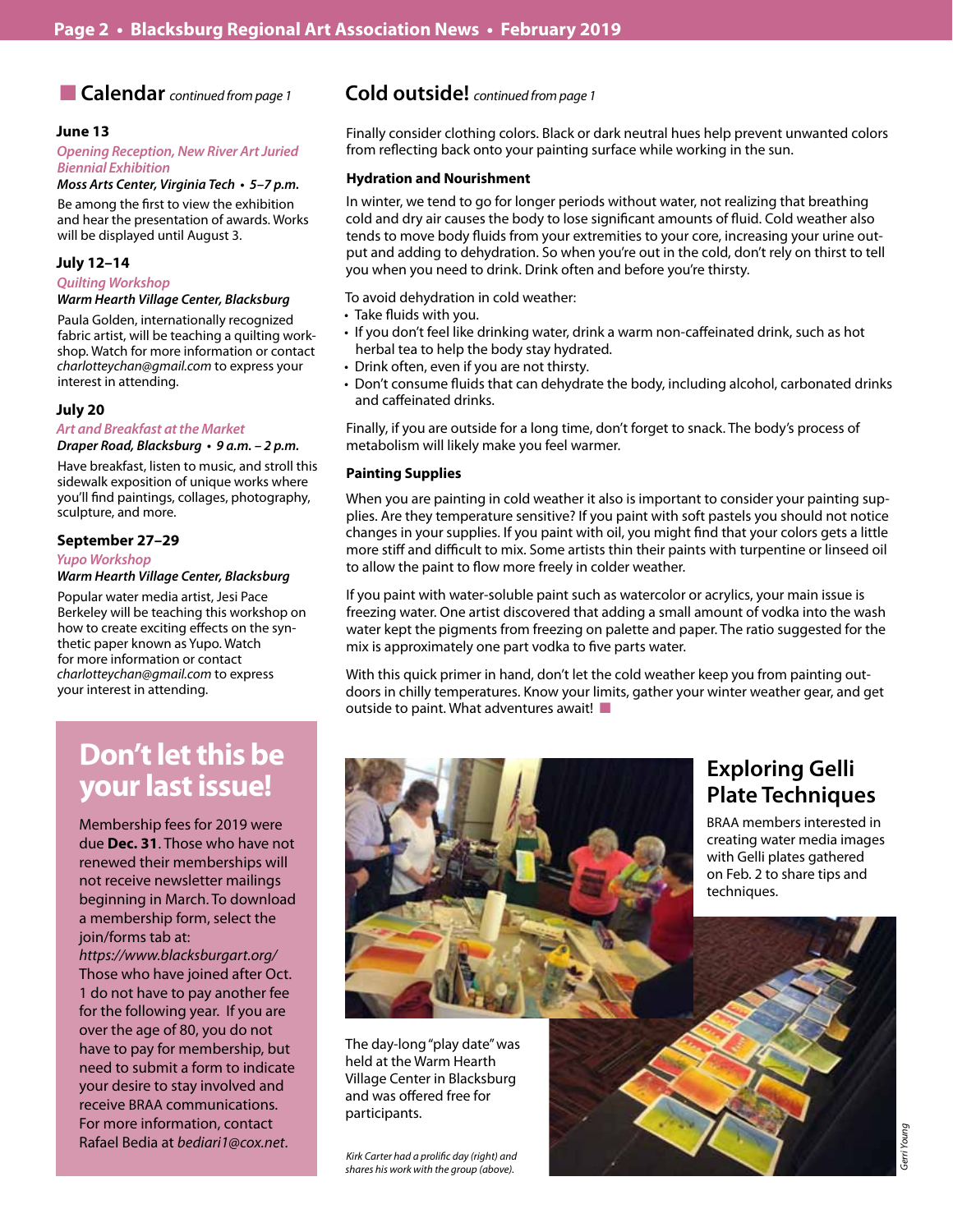## Calendar *continued from page 1*

### June 13

*Opening Reception, New River Art Juried Biennial Exhibition*

***Moss Arts Center, Virginia Tech • 5–7 p.m.***

Be among the first to view the exhibition and hear the presentation of awards. Works will be displayed until August 3.

### July 12–14

*Quilting Workshop*

***Warm Hearth Village Center, Blacksburg***

Paula Golden, internationally recognized fabric artist, will be teaching a quilting workshop. Watch for more information or contact *charlotteychan@gmail.com* to express your interest in attending.

### July 20

*Art and Breakfast at the Market*

***Draper Road, Blacksburg • 9 a.m. – 2 p.m.***

Have breakfast, listen to music, and stroll this sidewalk exposition of unique works where you'll find paintings, collages, photography, sculpture, and more.

### September 27–29

*Yupo Workshop*

***Warm Hearth Village Center, Blacksburg***

Popular water media artist, Jesi Pace Berkeley will be teaching this workshop on how to create exciting effects on the synthetic paper known as Yupo. Watch for more information or contact *charlotteychan@gmail.com* to express your interest in attending.

## Don't let this be your last issue!

Membership fees for 2019 were due **Dec. 31**. Those who have not renewed their memberships will not receive newsletter mailings beginning in March. To download a membership form, select the join/forms tab at: *https://www.blacksburgart.org/* Those who have joined after Oct. 1 do not have to pay another fee for the following year. If you are over the age of 80, you do not have to pay for membership, but need to submit a form to indicate your desire to stay involved and receive BRAA communications. For more information, contact Rafael Bedia at *bediari1@cox.net*.

## Cold outside! *continued from page 1*

Finally consider clothing colors. Black or dark neutral hues help prevent unwanted colors from reflecting back onto your painting surface while working in the sun.

### Hydration and Nourishment

In winter, we tend to go for longer periods without water, not realizing that breathing cold and dry air causes the body to lose significant amounts of fluid. Cold weather also tends to move body fluids from your extremities to your core, increasing your urine output and adding to dehydration. So when you're out in the cold, don't rely on thirst to tell you when you need to drink. Drink often and before you're thirsty.

To avoid dehydration in cold weather:

- Take fluids with you.
- If you don't feel like drinking water, drink a warm non-caffeinated drink, such as hot herbal tea to help the body stay hydrated.
- Drink often, even if you are not thirsty.
- Don't consume fluids that can dehydrate the body, including alcohol, carbonated drinks and caffeinated drinks.

Finally, if you are outside for a long time, don't forget to snack. The body's process of metabolism will likely make you feel warmer.

### Painting Supplies

When you are painting in cold weather it also is important to consider your painting supplies. Are they temperature sensitive? If you paint with soft pastels you should not notice changes in your supplies. If you paint with oil, you might find that your colors gets a little more stiff and difficult to mix. Some artists thin their paints with turpentine or linseed oil to allow the paint to flow more freely in colder weather.

If you paint with water-soluble paint such as watercolor or acrylics, your main issue is freezing water. One artist discovered that adding a small amount of vodka into the wash water kept the pigments from freezing on palette and paper. The ratio suggested for the mix is approximately one part vodka to five parts water.

With this quick primer in hand, don't let the cold weather keep you from painting outdoors in chilly temperatures. Know your limits, gather your winter weather gear, and get outside to paint. What adventures await!

## Exploring Gelli Plate Techniques

BRAA members interested in creating water media images with Gelli plates gathered on Feb. 2 to share tips and techniques.

The day-long "play date" was held at the Warm Hearth Village Center in Blacksburg and was offered free for participants.

*Kirk Carter had a prolific day (right) and shares his work with the group (above).*

*Gerri Young*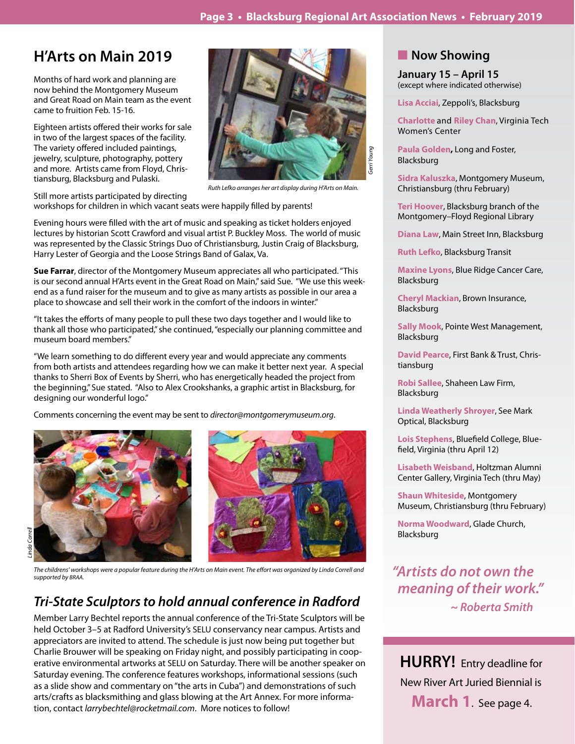## H'Arts on Main 2019

Months of hard work and planning are now behind the Montgomery Museum and Great Road on Main team as the event came to fruition Feb. 15-16.

Eighteen artists offered their works for sale in two of the largest spaces of the facility. The variety offered included paintings, jewelry, sculpture, photography, pottery and more. Artists came from Floyd, Christiansburg, Blacksburg and Pulaski.

Gerri Young

*Ruth Lefko arranges her art display during H'Arts on Main.*

Still more artists participated by directing workshops for children in which vacant seats were happily filled by parents!

Evening hours were filled with the art of music and speaking as ticket holders enjoyed lectures by historian Scott Crawford and visual artist P. Buckley Moss. The world of music was represented by the Classic Strings Duo of Christiansburg, Justin Craig of Blacksburg, Harry Lester of Georgia and the Loose Strings Band of Galax, Va.

**Sue Farrar**, director of the Montgomery Museum appreciates all who participated. "This is our second annual H'Arts event in the Great Road on Main," said Sue. "We use this weekend as a fund raiser for the museum and to give as many artists as possible in our area a place to showcase and sell their work in the comfort of the indoors in winter."

"It takes the efforts of many people to pull these two days together and I would like to thank all those who participated," she continued, "especially our planning committee and museum board members."

"We learn something to do different every year and would appreciate any comments from both artists and attendees regarding how we can make it better next year. A special thanks to Sherri Box of Events by Sherri, who has energetically headed the project from the beginning," Sue stated. "Also to Alex Crookshanks, a graphic artist in Blacksburg, for designing our wonderful logo."

Comments concerning the event may be sent to *director@montgomerymuseum.org*.

Linda Correll

*The childrens' workshops were a popular feature during the H'Arts on Main event. The effort was organized by Linda Correll and supported by BRAA.*

## *Tri-State Sculptors to hold annual conference in Radford*

Member Larry Bechtel reports the annual conference of the Tri-State Sculptors will be held October 3–5 at Radford University's SELU conservancy near campus. Artists and appreciators are invited to attend. The schedule is just now being put together but Charlie Brouwer will be speaking on Friday night, and possibly participating in cooperative environmental artworks at SELU on Saturday. There will be another speaker on Saturday evening. The conference features workshops, informational sessions (such as a slide show and commentary on "the arts in Cuba") and demonstrations of such arts/crafts as blacksmithing and glass blowing at the Art Annex. For more information, contact *larrybechtel@rocketmail.com*. More notices to follow!

## Now Showing

**January 15 – April 15**
(except where indicated otherwise)

**Lisa Acciai**, Zeppoli's, Blacksburg

**Charlotte** and **Riley Chan**, Virginia Tech Women's Center

**Paula Golden**, Long and Foster, Blacksburg

**Sidra Kaluszka**, Montgomery Museum, Christiansburg (thru February)

**Teri Hoover**, Blacksburg branch of the Montgomery–Floyd Regional Library

**Diana Law**, Main Street Inn, Blacksburg

**Ruth Lefko**, Blacksburg Transit

**Maxine Lyons**, Blue Ridge Cancer Care, Blacksburg

**Cheryl Mackian**, Brown Insurance, Blacksburg

**Sally Mook**, Pointe West Management, Blacksburg

**David Pearce**, First Bank & Trust, Christiansburg

**Robi Sallee**, Shaheen Law Firm, Blacksburg

**Linda Weatherly Shroyer**, See Mark Optical, Blacksburg

**Lois Stephens**, Bluefield College, Bluefield, Virginia (thru April 12)

**Lisabeth Weisband**, Holtzman Alumni Center Gallery, Virginia Tech (thru May)

**Shaun Whiteside**, Montgomery Museum, Christiansburg (thru February)

**Norma Woodward**, Glade Church, Blacksburg

*"Artists do not own the meaning of their work."*
*~ Roberta Smith*

**HURRY!** Entry deadline for New River Art Juried Biennial is **March 1**. See page 4.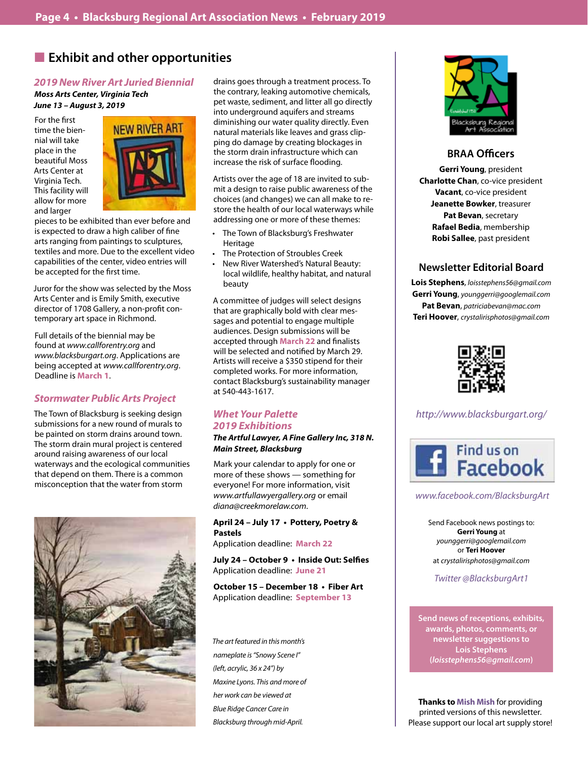## Exhibit and other opportunities

### *2019 New River Art Juried Biennial*

***Moss Arts Center, Virginia Tech***
***June 13 – August 3, 2019***

For the first time the biennial will take place in the beautiful Moss Arts Center at Virginia Tech. This facility will allow for more and larger pieces to be exhibited than ever before and is expected to draw a high caliber of fine arts ranging from paintings to sculptures, textiles and more. Due to the excellent video capabilities of the center, video entries will be accepted for the first time.

Juror for the show was selected by the Moss Arts Center and is Emily Smith, executive director of 1708 Gallery, a non-profit contemporary art space in Richmond.

Full details of the biennial may be found at *www.callforentry.org* and *www.blacksburgart.org*. Applications are being accepted at *www.callforentry.org*. Deadline is **March 1**.

### *Stormwater Public Arts Project*

The Town of Blacksburg is seeking design submissions for a new round of murals to be painted on storm drains around town. The storm drain mural project is centered around raising awareness of our local waterways and the ecological communities that depend on them. There is a common misconception that the water from storm drains goes through a treatment process. To the contrary, leaking automotive chemicals, pet waste, sediment, and litter all go directly into underground aquifers and streams diminishing our water quality directly. Even natural materials like leaves and grass clipping do damage by creating blockages in the storm drain infrastructure which can increase the risk of surface flooding.

Artists over the age of 18 are invited to submit a design to raise public awareness of the choices (and changes) we can all make to restore the health of our local waterways while addressing one or more of these themes:

- The Town of Blacksburg's Freshwater Heritage
- The Protection of Stroubles Creek
- New River Watershed's Natural Beauty: local wildlife, healthy habitat, and natural beauty

A committee of judges will select designs that are graphically bold with clear messages and potential to engage multiple audiences. Design submissions will be accepted through **March 22** and finalists will be selected and notified by March 29. Artists will receive a $350 stipend for their completed works. For more information, contact Blacksburg's sustainability manager at 540-443-1617.

### *Whet Your Palette 2019 Exhibitions*

***The Artful Lawyer, A Fine Gallery Inc, 318 N. Main Street, Blacksburg***

Mark your calendar to apply for one or more of these shows — something for everyone! For more information, visit *www.artfullawyergallery.org* or email *diana@creekmorelaw.com*.

**April 24 – July 17 • Pottery, Poetry & Pastels**
Application deadline: **March 22**

**July 24 – October 9 • Inside Out: Selfies**
Application deadline: **June 21**

**October 15 – December 18 • Fiber Art**
Application deadline: **September 13**

*The art featured in this month's nameplate is "Snowy Scene I" (left, acrylic, 36 x 24") by Maxine Lyons. This and more of her work can be viewed at Blue Ridge Cancer Care in Blacksburg through mid-April.*

### BRAA Officers

**Gerri Young**, president
**Charlotte Chan**, co-vice president
**Vacant**, co-vice president
**Jeanette Bowker**, treasurer
**Pat Bevan**, secretary
**Rafael Bedia**, membership
**Robi Sallee**, past president

### Newsletter Editorial Board

**Lois Stephens**, *loisstephens56@gmail.com*
**Gerri Young**, *younggerri@googlemail.com*
**Pat Bevan**, *patriciabevan@mac.com*
**Teri Hoover**, *crystalirisphotos@gmail.com*

*http://www.blacksburgart.org/*

Find us on Facebook

*www.facebook.com/BlacksburgArt*

Send Facebook news postings to:
**Gerri Young** at
*younggerri@googlemail.com*
or **Teri Hoover**
at *crystalirisphotos@gmail.com*

*Twitter @BlacksburgArt1*

**Send news of receptions, exhibits, awards, photos, comments, or newsletter suggestions to Lois Stephens (*loisstephens56@gmail.com*)**

**Thanks to** Mish Mish for providing printed versions of this newsletter. Please support our local art supply store!